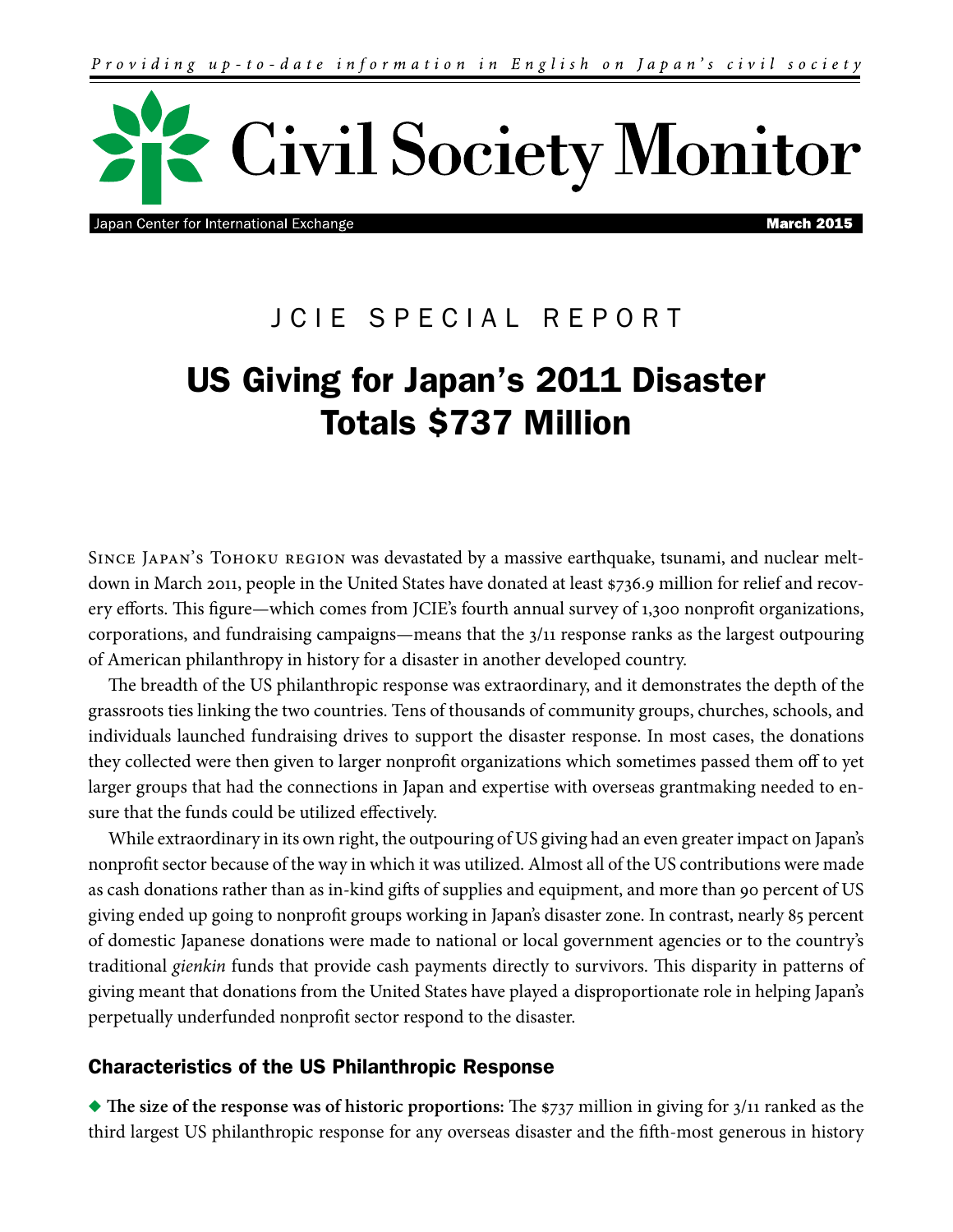*Providing up-to-date information in English on Japan's civil society*

# Civil Society Monitor

Japan Center for International Exchange — March 2015

JCIE SPECIAL REPORT

## US Giving for Japan's 2011 Disaster Totals $737 Million

Since Japan's Tohoku region was devastated by a massive earthquake, tsunami, and nuclear meltdown in March 2011, people in the United States have donated at least $736.9 million for relief and recovery efforts. This figure—which comes from JCIE's fourth annual survey of 1,300 nonprofit organizations, corporations, and fundraising campaigns—means that the 3/11 response ranks as the largest outpouring of American philanthropy in history for a disaster in another developed country.

The breadth of the US philanthropic response was extraordinary, and it demonstrates the depth of the grassroots ties linking the two countries. Tens of thousands of community groups, churches, schools, and individuals launched fundraising drives to support the disaster response. In most cases, the donations they collected were then given to larger nonprofit organizations which sometimes passed them off to yet larger groups that had the connections in Japan and expertise with overseas grantmaking needed to ensure that the funds could be utilized effectively.

While extraordinary in its own right, the outpouring of US giving had an even greater impact on Japan's nonprofit sector because of the way in which it was utilized. Almost all of the US contributions were made as cash donations rather than as in-kind gifts of supplies and equipment, and more than 90 percent of US giving ended up going to nonprofit groups working in Japan's disaster zone. In contrast, nearly 85 percent of domestic Japanese donations were made to national or local government agencies or to the country's traditional *gienkin* funds that provide cash payments directly to survivors. This disparity in patterns of giving meant that donations from the United States have played a disproportionate role in helping Japan's perpetually underfunded nonprofit sector respond to the disaster.

### Characteristics of the US Philanthropic Response

◆ **The size of the response was of historic proportions:** The $737 million in giving for 3/11 ranked as the third largest US philanthropic response for any overseas disaster and the fifth-most generous in history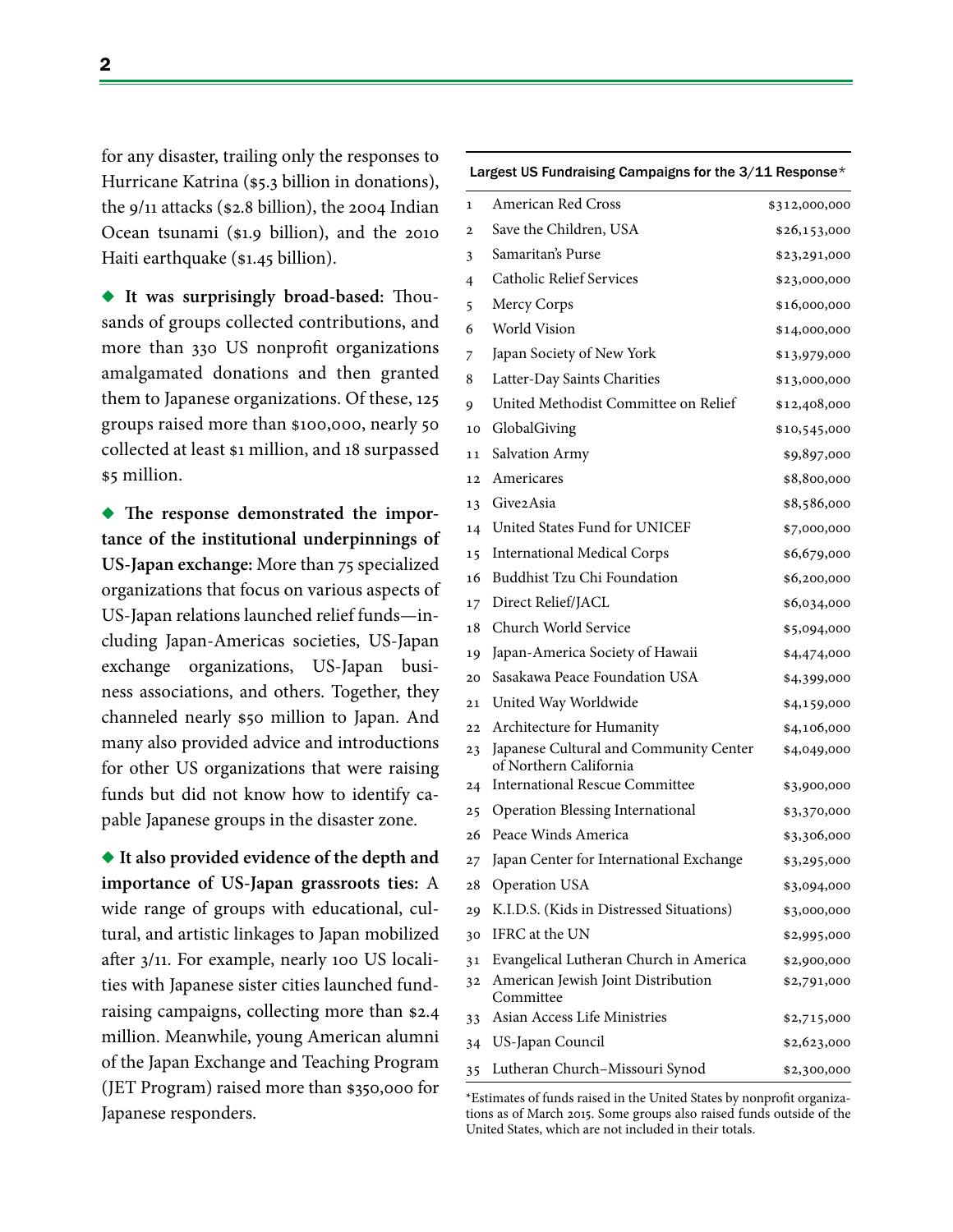for any disaster, trailing only the responses to Hurricane Katrina ($5.3 billion in donations), the 9/11 attacks ($2.8 billion), the 2004 Indian Ocean tsunami ($1.9 billion), and the 2010 Haiti earthquake ($1.45 billion).

◆ **It was surprisingly broad-based:** Thousands of groups collected contributions, and more than 330 US nonprofit organizations amalgamated donations and then granted them to Japanese organizations. Of these, 125 groups raised more than $100,000, nearly 50 collected at least $1 million, and 18 surpassed $5 million.

◆ **The response demonstrated the importance of the institutional underpinnings of US-Japan exchange:** More than 75 specialized organizations that focus on various aspects of US-Japan relations launched relief funds—including Japan-Americas societies, US-Japan exchange organizations, US-Japan business associations, and others. Together, they channeled nearly $50 million to Japan. And many also provided advice and introductions for other US organizations that were raising funds but did not know how to identify capable Japanese groups in the disaster zone.

◆ **It also provided evidence of the depth and importance of US-Japan grassroots ties:** A wide range of groups with educational, cultural, and artistic linkages to Japan mobilized after 3/11. For example, nearly 100 US localities with Japanese sister cities launched fundraising campaigns, collecting more than $2.4 million. Meanwhile, young American alumni of the Japan Exchange and Teaching Program (JET Program) raised more than $350,000 for Japanese responders.

**Largest US Fundraising Campaigns for the 3/11 Response***

| | | |
|---|---|---|
| 1 | American Red Cross | $312,000,000 |
| 2 | Save the Children, USA | $26,153,000 |
| 3 | Samaritan's Purse | $23,291,000 |
| 4 | Catholic Relief Services | $23,000,000 |
| 5 | Mercy Corps | $16,000,000 |
| 6 | World Vision | $14,000,000 |
| 7 | Japan Society of New York | $13,979,000 |
| 8 | Latter-Day Saints Charities | $13,000,000 |
| 9 | United Methodist Committee on Relief | $12,408,000 |
| 10 | GlobalGiving | $10,545,000 |
| 11 | Salvation Army | $9,897,000 |
| 12 | Americares | $8,800,000 |
| 13 | Give2Asia | $8,586,000 |
| 14 | United States Fund for UNICEF | $7,000,000 |
| 15 | International Medical Corps | $6,679,000 |
| 16 | Buddhist Tzu Chi Foundation | $6,200,000 |
| 17 | Direct Relief/JACL | $6,034,000 |
| 18 | Church World Service | $5,094,000 |
| 19 | Japan-America Society of Hawaii | $4,474,000 |
| 20 | Sasakawa Peace Foundation USA | $4,399,000 |
| 21 | United Way Worldwide | $4,159,000 |
| 22 | Architecture for Humanity | $4,106,000 |
| 23 | Japanese Cultural and Community Center of Northern California | $4,049,000 |
| 24 | International Rescue Committee | $3,900,000 |
| 25 | Operation Blessing International | $3,370,000 |
| 26 | Peace Winds America | $3,306,000 |
| 27 | Japan Center for International Exchange | $3,295,000 |
| 28 | Operation USA | $3,094,000 |
| 29 | K.I.D.S. (Kids in Distressed Situations) | $3,000,000 |
| 30 | IFRC at the UN | $2,995,000 |
| 31 | Evangelical Lutheran Church in America | $2,900,000 |
| 32 | American Jewish Joint Distribution Committee | $2,791,000 |
| 33 | Asian Access Life Ministries | $2,715,000 |
| 34 | US-Japan Council | $2,623,000 |
| 35 | Lutheran Church–Missouri Synod | $2,300,000 |

*Estimates of funds raised in the United States by nonprofit organizations as of March 2015. Some groups also raised funds outside of the United States, which are not included in their totals.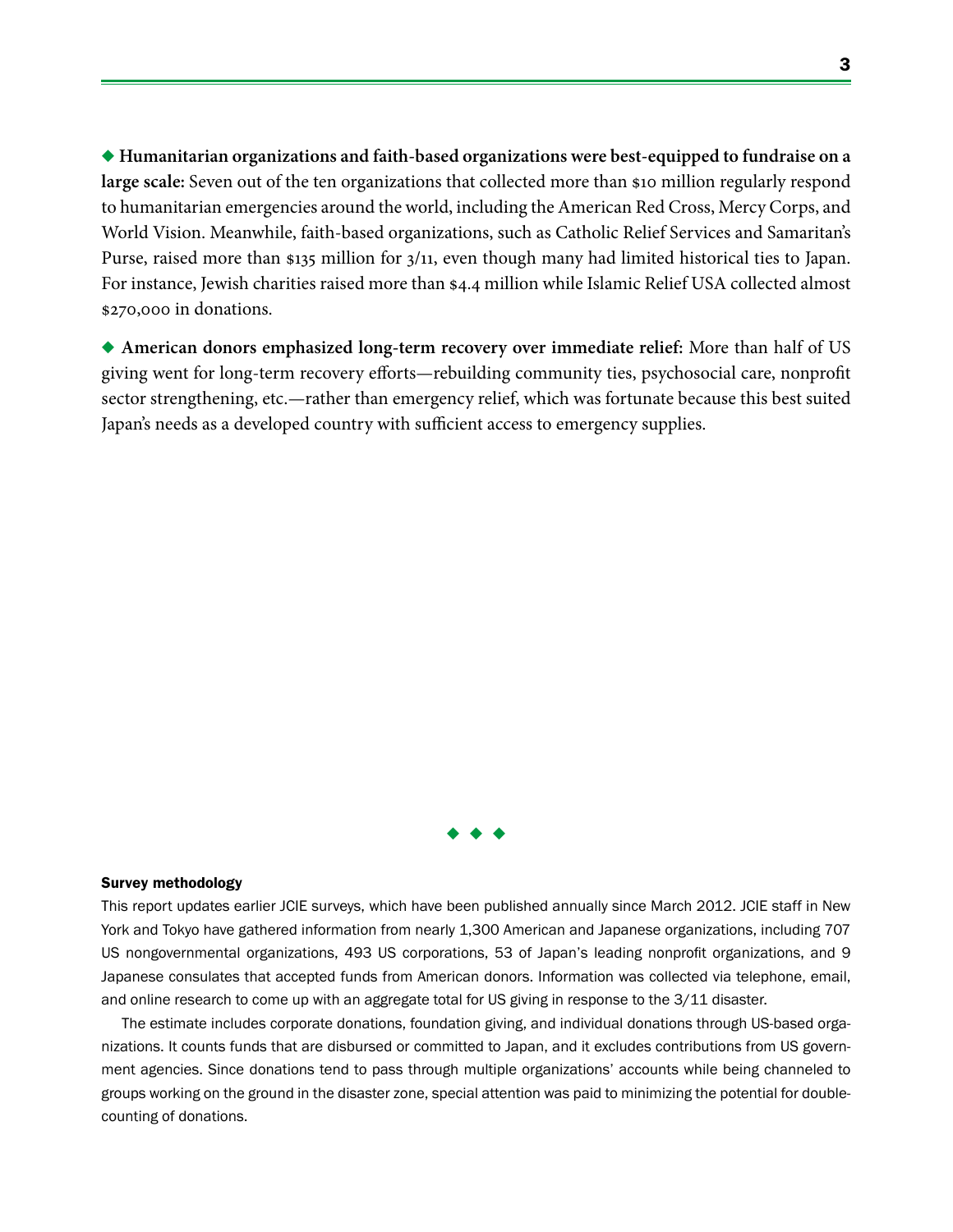◆ **Humanitarian organizations and faith-based organizations were best-equipped to fundraise on a large scale:** Seven out of the ten organizations that collected more than $10 million regularly respond to humanitarian emergencies around the world, including the American Red Cross, Mercy Corps, and World Vision. Meanwhile, faith-based organizations, such as Catholic Relief Services and Samaritan's Purse, raised more than $135 million for 3/11, even though many had limited historical ties to Japan. For instance, Jewish charities raised more than $4.4 million while Islamic Relief USA collected almost $270,000 in donations.

◆ **American donors emphasized long-term recovery over immediate relief:** More than half of US giving went for long-term recovery efforts—rebuilding community ties, psychosocial care, nonprofit sector strengthening, etc.—rather than emergency relief, which was fortunate because this best suited Japan's needs as a developed country with sufficient access to emergency supplies.

◆ ◆ ◆

**Survey methodology**

This report updates earlier JCIE surveys, which have been published annually since March 2012. JCIE staff in New York and Tokyo have gathered information from nearly 1,300 American and Japanese organizations, including 707 US nongovernmental organizations, 493 US corporations, 53 of Japan's leading nonprofit organizations, and 9 Japanese consulates that accepted funds from American donors. Information was collected via telephone, email, and online research to come up with an aggregate total for US giving in response to the 3/11 disaster.

The estimate includes corporate donations, foundation giving, and individual donations through US-based organizations. It counts funds that are disbursed or committed to Japan, and it excludes contributions from US government agencies. Since donations tend to pass through multiple organizations' accounts while being channeled to groups working on the ground in the disaster zone, special attention was paid to minimizing the potential for double-counting of donations.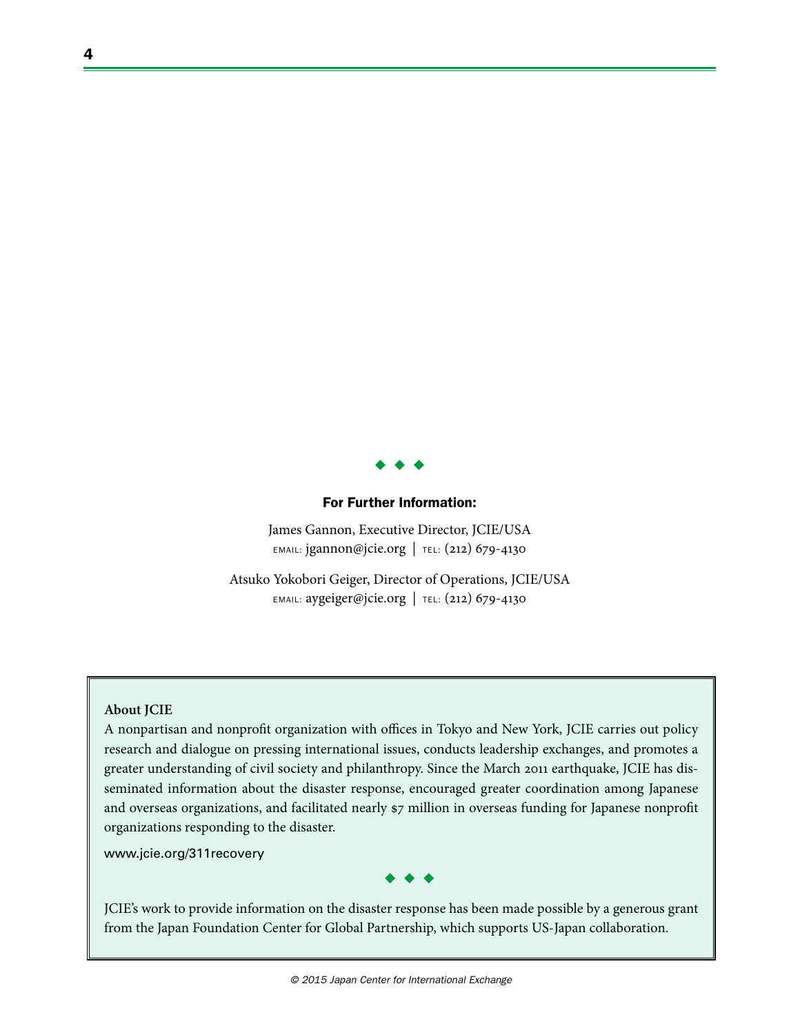◆ ◆ ◆

### For Further Information:

James Gannon, Executive Director, JCIE/USA
EMAIL: jgannon@jcie.org | TEL: (212) 679-4130

Atsuko Yokobori Geiger, Director of Operations, JCIE/USA
EMAIL: aygeiger@jcie.org | TEL: (212) 679-4130

**About JCIE**

A nonpartisan and nonprofit organization with offices in Tokyo and New York, JCIE carries out policy research and dialogue on pressing international issues, conducts leadership exchanges, and promotes a greater understanding of civil society and philanthropy. Since the March 2011 earthquake, JCIE has disseminated information about the disaster response, encouraged greater coordination among Japanese and overseas organizations, and facilitated nearly $7 million in overseas funding for Japanese nonprofit organizations responding to the disaster.

www.jcie.org/311recovery

◆ ◆ ◆

JCIE's work to provide information on the disaster response has been made possible by a generous grant from the Japan Foundation Center for Global Partnership, which supports US-Japan collaboration.

*© 2015 Japan Center for International Exchange*